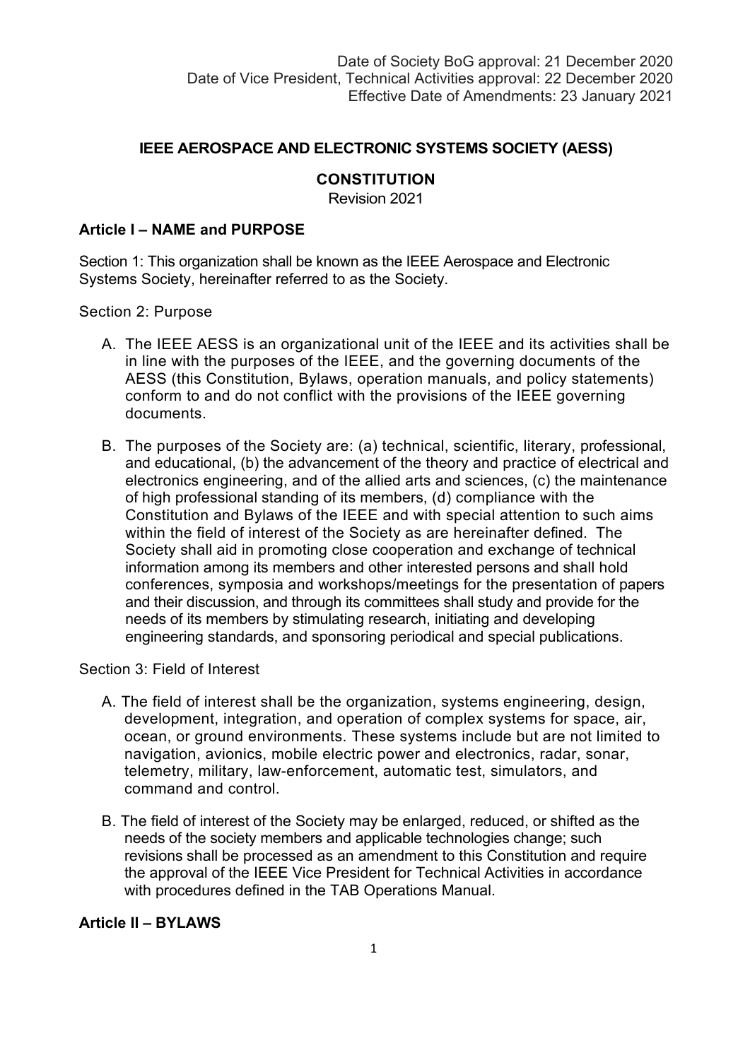Date of Society BoG approval: 21 December 2020
Date of Vice President, Technical Activities approval: 22 December 2020
Effective Date of Amendments: 23 January 2021

# IEEE AEROSPACE AND ELECTRONIC SYSTEMS SOCIETY (AESS)

## CONSTITUTION

Revision 2021

### Article I – NAME and PURPOSE

Section 1: This organization shall be known as the IEEE Aerospace and Electronic Systems Society, hereinafter referred to as the Society.

Section 2: Purpose

A. The IEEE AESS is an organizational unit of the IEEE and its activities shall be in line with the purposes of the IEEE, and the governing documents of the AESS (this Constitution, Bylaws, operation manuals, and policy statements) conform to and do not conflict with the provisions of the IEEE governing documents.

B. The purposes of the Society are: (a) technical, scientific, literary, professional, and educational, (b) the advancement of the theory and practice of electrical and electronics engineering, and of the allied arts and sciences, (c) the maintenance of high professional standing of its members, (d) compliance with the Constitution and Bylaws of the IEEE and with special attention to such aims within the field of interest of the Society as are hereinafter defined. The Society shall aid in promoting close cooperation and exchange of technical information among its members and other interested persons and shall hold conferences, symposia and workshops/meetings for the presentation of papers and their discussion, and through its committees shall study and provide for the needs of its members by stimulating research, initiating and developing engineering standards, and sponsoring periodical and special publications.

Section 3: Field of Interest

A. The field of interest shall be the organization, systems engineering, design, development, integration, and operation of complex systems for space, air, ocean, or ground environments. These systems include but are not limited to navigation, avionics, mobile electric power and electronics, radar, sonar, telemetry, military, law-enforcement, automatic test, simulators, and command and control.

B. The field of interest of the Society may be enlarged, reduced, or shifted as the needs of the society members and applicable technologies change; such revisions shall be processed as an amendment to this Constitution and require the approval of the IEEE Vice President for Technical Activities in accordance with procedures defined in the TAB Operations Manual.

### Article II – BYLAWS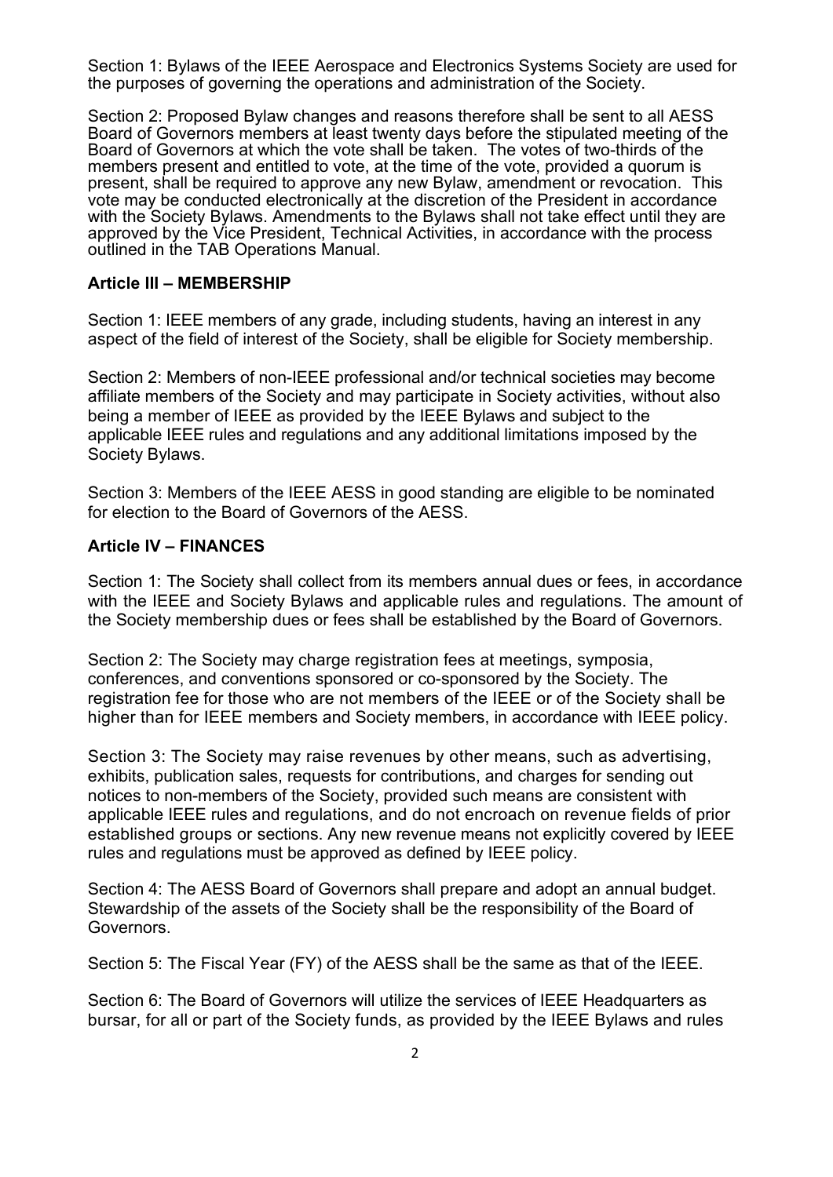Section 1: Bylaws of the IEEE Aerospace and Electronics Systems Society are used for the purposes of governing the operations and administration of the Society.

Section 2: Proposed Bylaw changes and reasons therefore shall be sent to all AESS Board of Governors members at least twenty days before the stipulated meeting of the Board of Governors at which the vote shall be taken. The votes of two-thirds of the members present and entitled to vote, at the time of the vote, provided a quorum is present, shall be required to approve any new Bylaw, amendment or revocation. This vote may be conducted electronically at the discretion of the President in accordance with the Society Bylaws. Amendments to the Bylaws shall not take effect until they are approved by the Vice President, Technical Activities, in accordance with the process outlined in the TAB Operations Manual.

### Article III – MEMBERSHIP

Section 1: IEEE members of any grade, including students, having an interest in any aspect of the field of interest of the Society, shall be eligible for Society membership.

Section 2: Members of non-IEEE professional and/or technical societies may become affiliate members of the Society and may participate in Society activities, without also being a member of IEEE as provided by the IEEE Bylaws and subject to the applicable IEEE rules and regulations and any additional limitations imposed by the Society Bylaws.

Section 3: Members of the IEEE AESS in good standing are eligible to be nominated for election to the Board of Governors of the AESS.

### Article IV – FINANCES

Section 1: The Society shall collect from its members annual dues or fees, in accordance with the IEEE and Society Bylaws and applicable rules and regulations. The amount of the Society membership dues or fees shall be established by the Board of Governors.

Section 2: The Society may charge registration fees at meetings, symposia, conferences, and conventions sponsored or co-sponsored by the Society. The registration fee for those who are not members of the IEEE or of the Society shall be higher than for IEEE members and Society members, in accordance with IEEE policy.

Section 3: The Society may raise revenues by other means, such as advertising, exhibits, publication sales, requests for contributions, and charges for sending out notices to non-members of the Society, provided such means are consistent with applicable IEEE rules and regulations, and do not encroach on revenue fields of prior established groups or sections. Any new revenue means not explicitly covered by IEEE rules and regulations must be approved as defined by IEEE policy.

Section 4: The AESS Board of Governors shall prepare and adopt an annual budget. Stewardship of the assets of the Society shall be the responsibility of the Board of Governors.

Section 5: The Fiscal Year (FY) of the AESS shall be the same as that of the IEEE.

Section 6: The Board of Governors will utilize the services of IEEE Headquarters as bursar, for all or part of the Society funds, as provided by the IEEE Bylaws and rules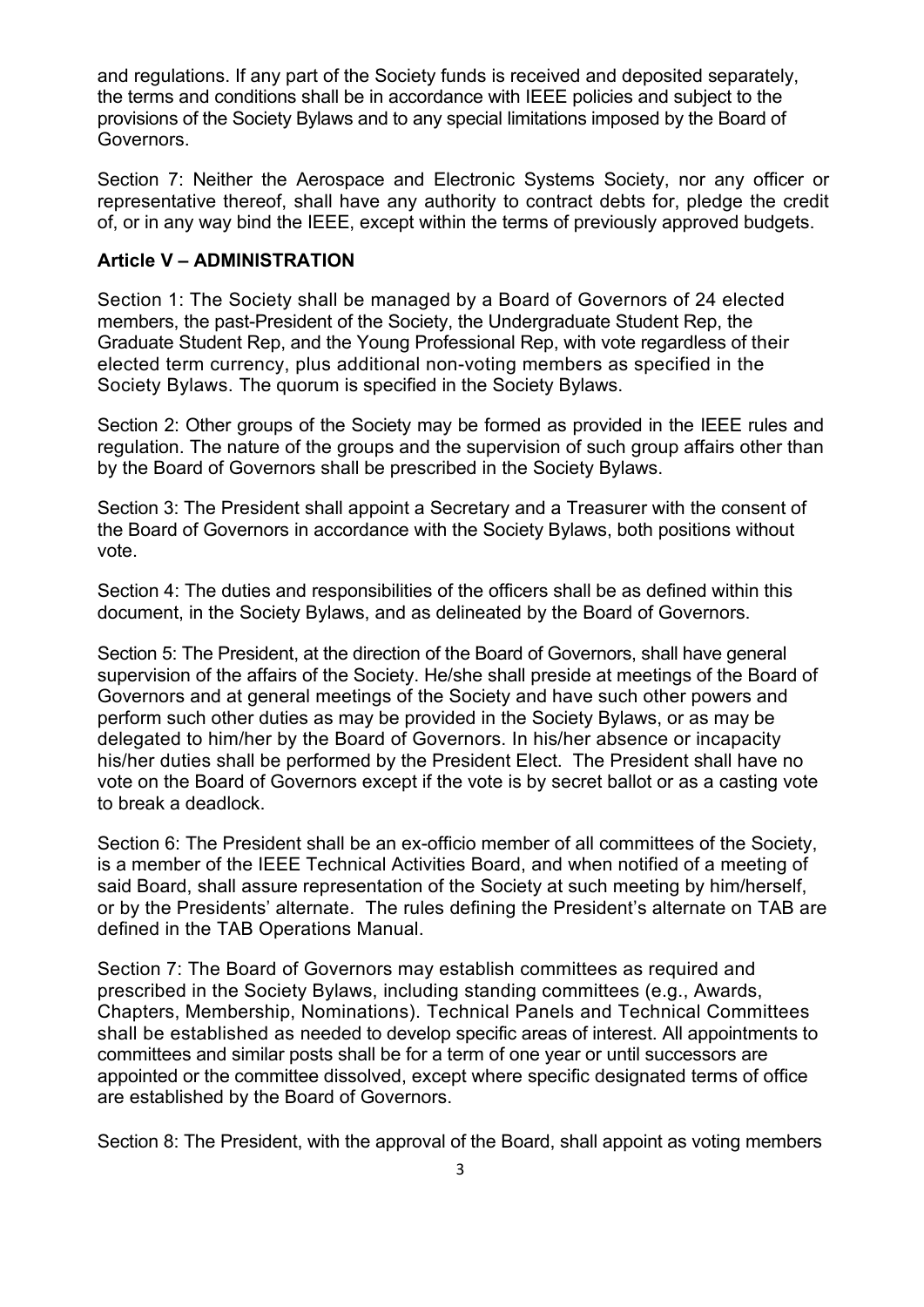and regulations. If any part of the Society funds is received and deposited separately, the terms and conditions shall be in accordance with IEEE policies and subject to the provisions of the Society Bylaws and to any special limitations imposed by the Board of Governors.

Section 7: Neither the Aerospace and Electronic Systems Society, nor any officer or representative thereof, shall have any authority to contract debts for, pledge the credit of, or in any way bind the IEEE, except within the terms of previously approved budgets.

### Article V – ADMINISTRATION

Section 1: The Society shall be managed by a Board of Governors of 24 elected members, the past-President of the Society, the Undergraduate Student Rep, the Graduate Student Rep, and the Young Professional Rep, with vote regardless of their elected term currency, plus additional non-voting members as specified in the Society Bylaws. The quorum is specified in the Society Bylaws.

Section 2: Other groups of the Society may be formed as provided in the IEEE rules and regulation. The nature of the groups and the supervision of such group affairs other than by the Board of Governors shall be prescribed in the Society Bylaws.

Section 3: The President shall appoint a Secretary and a Treasurer with the consent of the Board of Governors in accordance with the Society Bylaws, both positions without vote.

Section 4: The duties and responsibilities of the officers shall be as defined within this document, in the Society Bylaws, and as delineated by the Board of Governors.

Section 5: The President, at the direction of the Board of Governors, shall have general supervision of the affairs of the Society. He/she shall preside at meetings of the Board of Governors and at general meetings of the Society and have such other powers and perform such other duties as may be provided in the Society Bylaws, or as may be delegated to him/her by the Board of Governors. In his/her absence or incapacity his/her duties shall be performed by the President Elect. The President shall have no vote on the Board of Governors except if the vote is by secret ballot or as a casting vote to break a deadlock.

Section 6: The President shall be an ex-officio member of all committees of the Society, is a member of the IEEE Technical Activities Board, and when notified of a meeting of said Board, shall assure representation of the Society at such meeting by him/herself, or by the Presidents' alternate. The rules defining the President's alternate on TAB are defined in the TAB Operations Manual.

Section 7: The Board of Governors may establish committees as required and prescribed in the Society Bylaws, including standing committees (e.g., Awards, Chapters, Membership, Nominations). Technical Panels and Technical Committees shall be established as needed to develop specific areas of interest. All appointments to committees and similar posts shall be for a term of one year or until successors are appointed or the committee dissolved, except where specific designated terms of office are established by the Board of Governors.

Section 8: The President, with the approval of the Board, shall appoint as voting members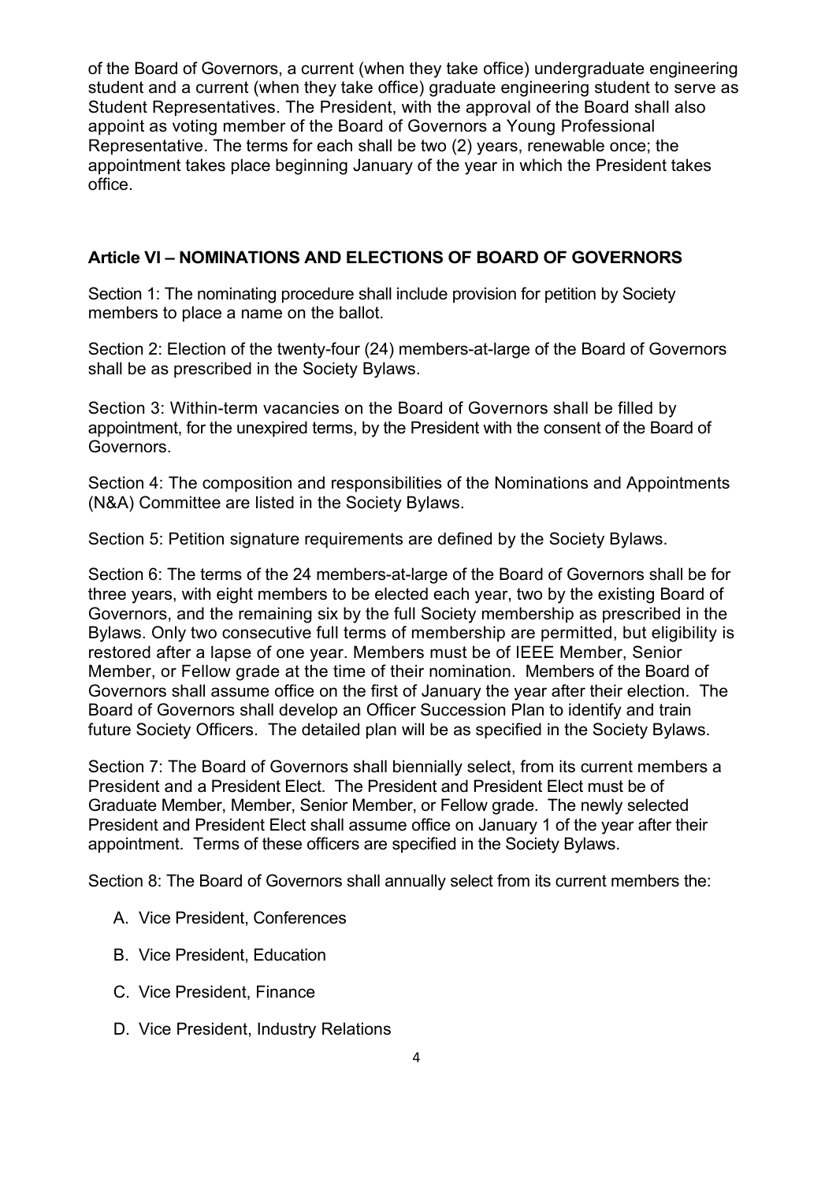of the Board of Governors, a current (when they take office) undergraduate engineering student and a current (when they take office) graduate engineering student to serve as Student Representatives. The President, with the approval of the Board shall also appoint as voting member of the Board of Governors a Young Professional Representative. The terms for each shall be two (2) years, renewable once; the appointment takes place beginning January of the year in which the President takes office.

### Article VI – NOMINATIONS AND ELECTIONS OF BOARD OF GOVERNORS

Section 1: The nominating procedure shall include provision for petition by Society members to place a name on the ballot.

Section 2: Election of the twenty-four (24) members-at-large of the Board of Governors shall be as prescribed in the Society Bylaws.

Section 3: Within-term vacancies on the Board of Governors shall be filled by appointment, for the unexpired terms, by the President with the consent of the Board of Governors.

Section 4: The composition and responsibilities of the Nominations and Appointments (N&A) Committee are listed in the Society Bylaws.

Section 5: Petition signature requirements are defined by the Society Bylaws.

Section 6: The terms of the 24 members-at-large of the Board of Governors shall be for three years, with eight members to be elected each year, two by the existing Board of Governors, and the remaining six by the full Society membership as prescribed in the Bylaws. Only two consecutive full terms of membership are permitted, but eligibility is restored after a lapse of one year. Members must be of IEEE Member, Senior Member, or Fellow grade at the time of their nomination. Members of the Board of Governors shall assume office on the first of January the year after their election. The Board of Governors shall develop an Officer Succession Plan to identify and train future Society Officers. The detailed plan will be as specified in the Society Bylaws.

Section 7: The Board of Governors shall biennially select, from its current members a President and a President Elect. The President and President Elect must be of Graduate Member, Member, Senior Member, or Fellow grade. The newly selected President and President Elect shall assume office on January 1 of the year after their appointment. Terms of these officers are specified in the Society Bylaws.

Section 8: The Board of Governors shall annually select from its current members the:

A. Vice President, Conferences

B. Vice President, Education

C. Vice President, Finance

D. Vice President, Industry Relations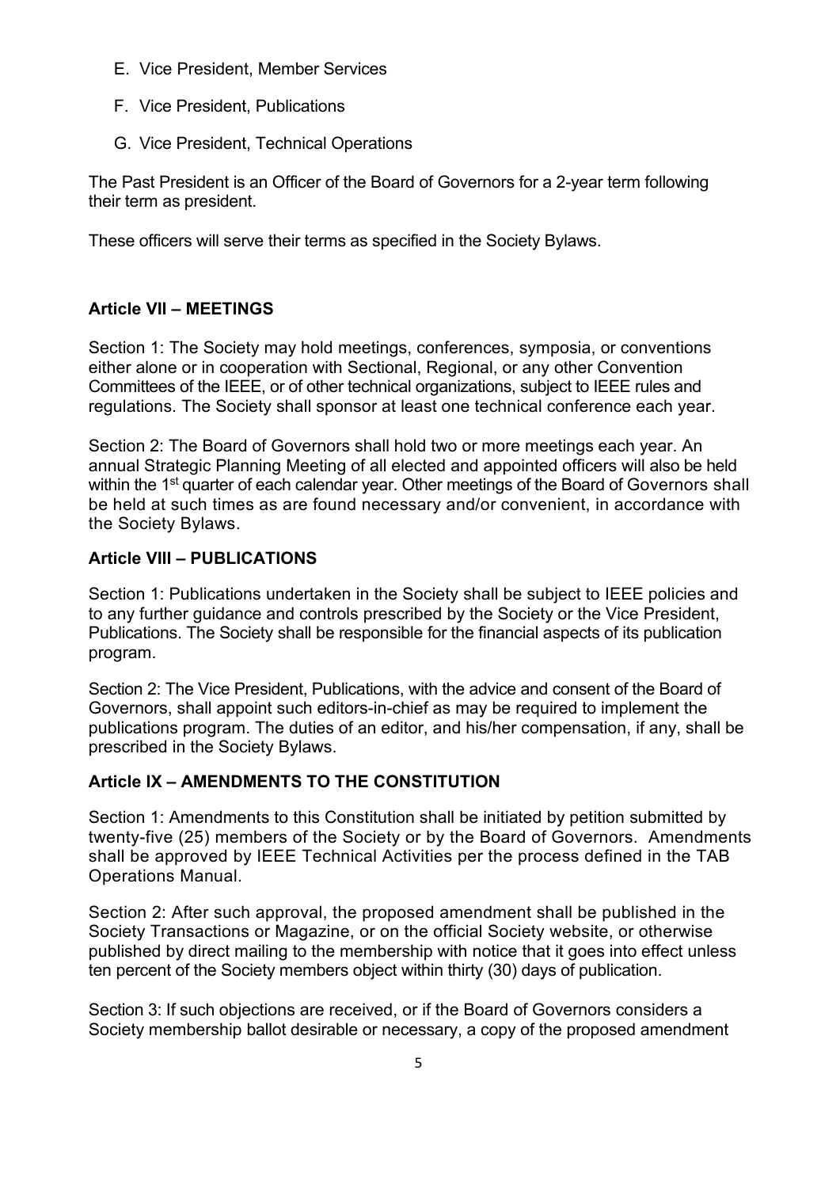E. Vice President, Member Services

F. Vice President, Publications

G. Vice President, Technical Operations

The Past President is an Officer of the Board of Governors for a 2-year term following their term as president.

These officers will serve their terms as specified in the Society Bylaws.

## Article VII – MEETINGS

Section 1: The Society may hold meetings, conferences, symposia, or conventions either alone or in cooperation with Sectional, Regional, or any other Convention Committees of the IEEE, or of other technical organizations, subject to IEEE rules and regulations. The Society shall sponsor at least one technical conference each year.

Section 2: The Board of Governors shall hold two or more meetings each year. An annual Strategic Planning Meeting of all elected and appointed officers will also be held within the 1st quarter of each calendar year. Other meetings of the Board of Governors shall be held at such times as are found necessary and/or convenient, in accordance with the Society Bylaws.

## Article VIII – PUBLICATIONS

Section 1: Publications undertaken in the Society shall be subject to IEEE policies and to any further guidance and controls prescribed by the Society or the Vice President, Publications. The Society shall be responsible for the financial aspects of its publication program.

Section 2: The Vice President, Publications, with the advice and consent of the Board of Governors, shall appoint such editors-in-chief as may be required to implement the publications program. The duties of an editor, and his/her compensation, if any, shall be prescribed in the Society Bylaws.

## Article IX – AMENDMENTS TO THE CONSTITUTION

Section 1: Amendments to this Constitution shall be initiated by petition submitted by twenty-five (25) members of the Society or by the Board of Governors. Amendments shall be approved by IEEE Technical Activities per the process defined in the TAB Operations Manual.

Section 2: After such approval, the proposed amendment shall be published in the Society Transactions or Magazine, or on the official Society website, or otherwise published by direct mailing to the membership with notice that it goes into effect unless ten percent of the Society members object within thirty (30) days of publication.

Section 3: If such objections are received, or if the Board of Governors considers a Society membership ballot desirable or necessary, a copy of the proposed amendment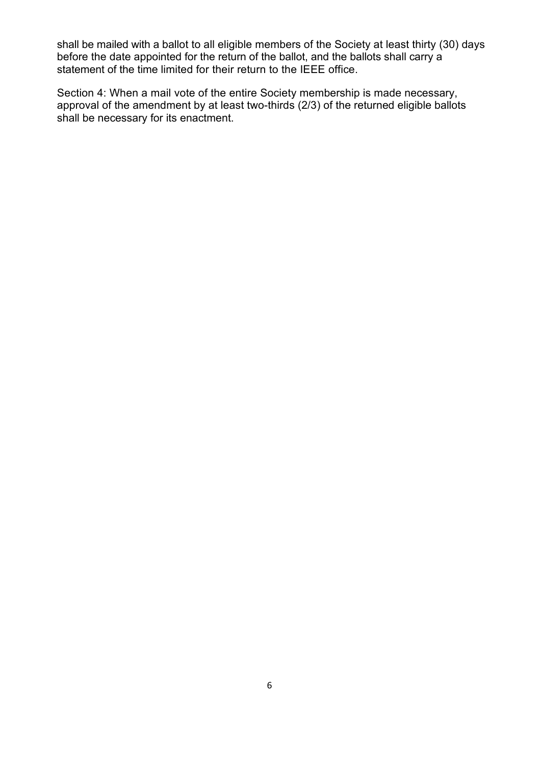shall be mailed with a ballot to all eligible members of the Society at least thirty (30) days before the date appointed for the return of the ballot, and the ballots shall carry a statement of the time limited for their return to the IEEE office.

Section 4: When a mail vote of the entire Society membership is made necessary, approval of the amendment by at least two-thirds (2/3) of the returned eligible ballots shall be necessary for its enactment.